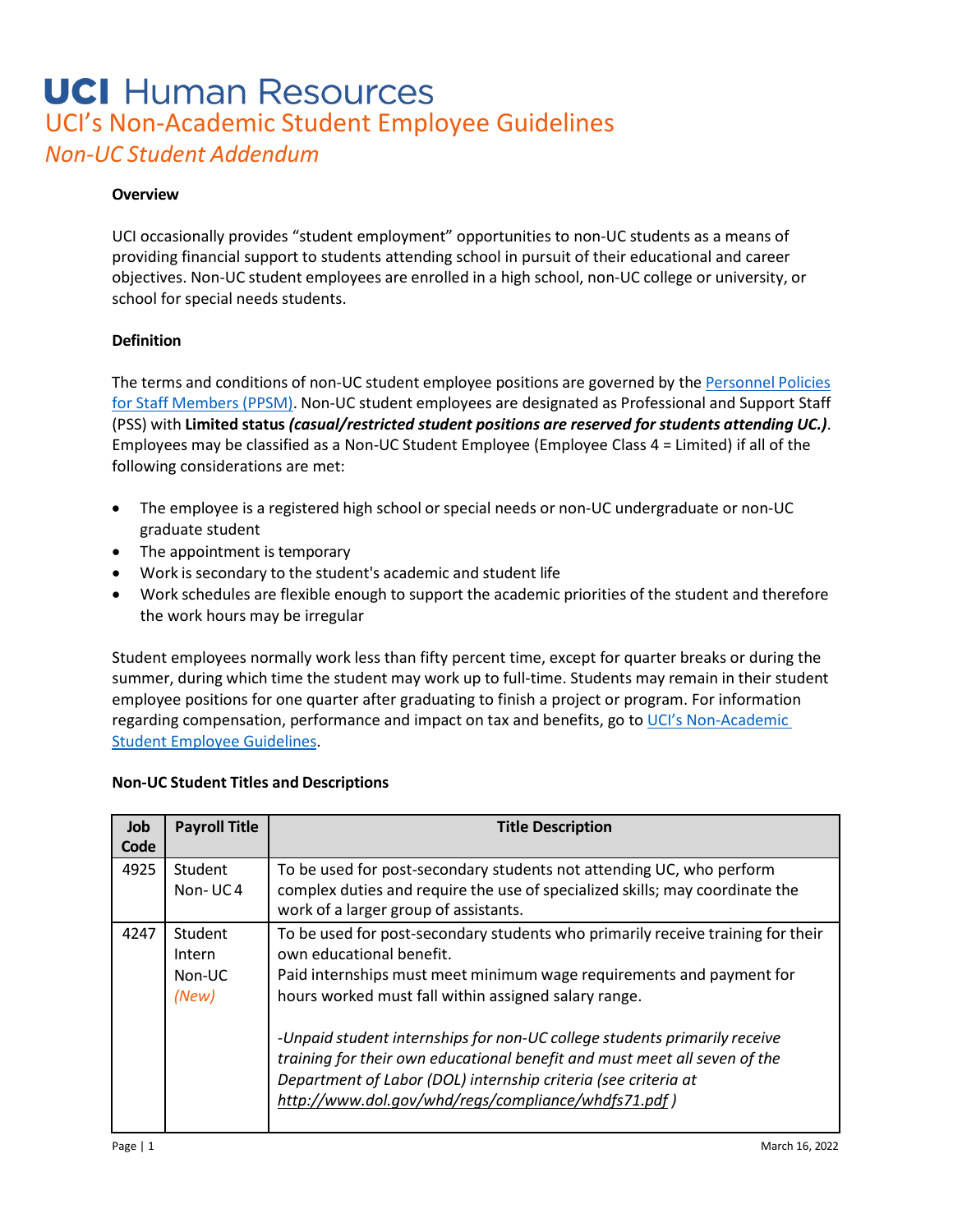# UCI Human Resources

## UCI's Non-Academic Student Employee Guidelines

### *Non-UC Student Addendum*

**Overview**

UCI occasionally provides "student employment" opportunities to non-UC students as a means of providing financial support to students attending school in pursuit of their educational and career objectives. Non-UC student employees are enrolled in a high school, non-UC college or university, or school for special needs students.

**Definition**

The terms and conditions of non-UC student employee positions are governed by the [Personnel Policies for Staff Members (PPSM)](). Non-UC student employees are designated as Professional and Support Staff (PSS) with **Limited status *(casual/restricted student positions are reserved for students attending UC.)***. Employees may be classified as a Non-UC Student Employee (Employee Class 4 = Limited) if all of the following considerations are met:

- The employee is a registered high school or special needs or non-UC undergraduate or non-UC graduate student
- The appointment is temporary
- Work is secondary to the student's academic and student life
- Work schedules are flexible enough to support the academic priorities of the student and therefore the work hours may be irregular

Student employees normally work less than fifty percent time, except for quarter breaks or during the summer, during which time the student may work up to full-time. Students may remain in their student employee positions for one quarter after graduating to finish a project or program. For information regarding compensation, performance and impact on tax and benefits, go to [UCI's Non-Academic Student Employee Guidelines]().

**Non-UC Student Titles and Descriptions**

| Job Code | Payroll Title | Title Description |
|---|---|---|
| 4925 | Student Non- UC 4 | To be used for post-secondary students not attending UC, who perform complex duties and require the use of specialized skills; may coordinate the work of a larger group of assistants. |
| 4247 | Student Intern Non-UC *(New)* | To be used for post-secondary students who primarily receive training for their own educational benefit.<br>Paid internships must meet minimum wage requirements and payment for hours worked must fall within assigned salary range.<br><br>*-Unpaid student internships for non-UC college students primarily receive training for their own educational benefit and must meet all seven of the Department of Labor (DOL) internship criteria (see criteria at http://www.dol.gov/whd/regs/compliance/whdfs71.pdf )* |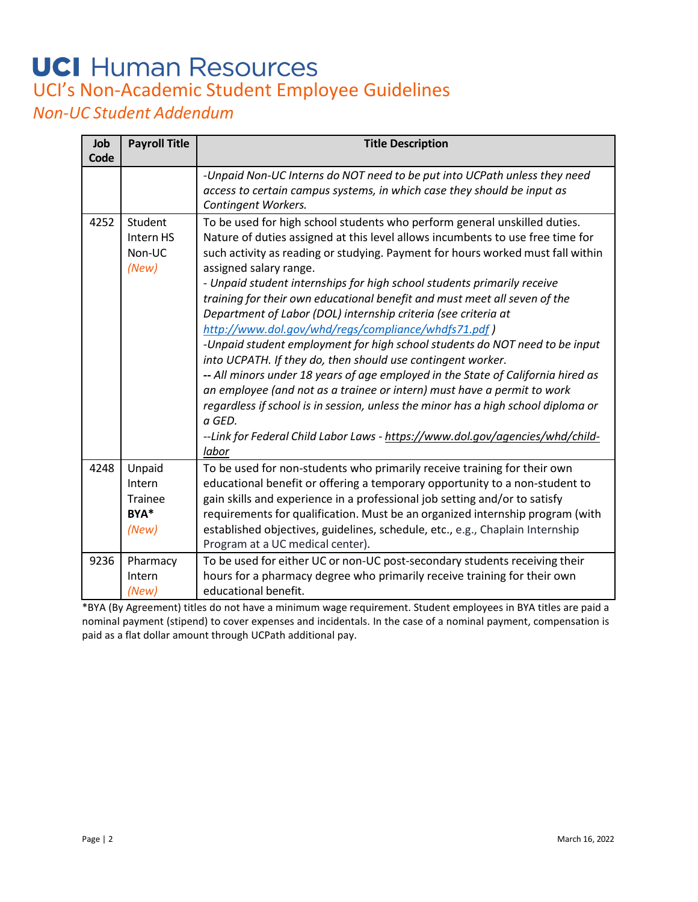# UCI Human Resources

## UCI's Non-Academic Student Employee Guidelines

### *Non-UC Student Addendum*

| Job Code | Payroll Title | Title Description |
|---|---|---|
| | | *-Unpaid Non-UC Interns do NOT need to be put into UCPath unless they need access to certain campus systems, in which case they should be input as Contingent Workers.* |
| 4252 | Student Intern HS Non-UC *(New)* | To be used for high school students who perform general unskilled duties. Nature of duties assigned at this level allows incumbents to use free time for such activity as reading or studying. Payment for hours worked must fall within assigned salary range.<br>*- Unpaid student internships for high school students primarily receive training for their own educational benefit and must meet all seven of the Department of Labor (DOL) internship criteria (see criteria at http://www.dol.gov/whd/regs/compliance/whdfs71.pdf )*<br>*-Unpaid student employment for high school students do NOT need to be input into UCPATH. If they do, then should use contingent worker.*<br>**--** *All minors under 18 years of age employed in the State of California hired as an employee (and not as a trainee or intern) must have a permit to work regardless if school is in session, unless the minor has a high school diploma or a GED.*<br>*--Link for Federal Child Labor Laws - https://www.dol.gov/agencies/whd/child-labor* |
| 4248 | Unpaid Intern Trainee **BYA*** *(New)* | To be used for non-students who primarily receive training for their own educational benefit or offering a temporary opportunity to a non-student to gain skills and experience in a professional job setting and/or to satisfy requirements for qualification. Must be an organized internship program (with established objectives, guidelines, schedule, etc., e.g., Chaplain Internship Program at a UC medical center). |
| 9236 | Pharmacy Intern *(New)* | To be used for either UC or non-UC post-secondary students receiving their hours for a pharmacy degree who primarily receive training for their own educational benefit. |

*BYA (By Agreement) titles do not have a minimum wage requirement. Student employees in BYA titles are paid a nominal payment (stipend) to cover expenses and incidentals. In the case of a nominal payment, compensation is paid as a flat dollar amount through UCPath additional pay.

March 16, 2022